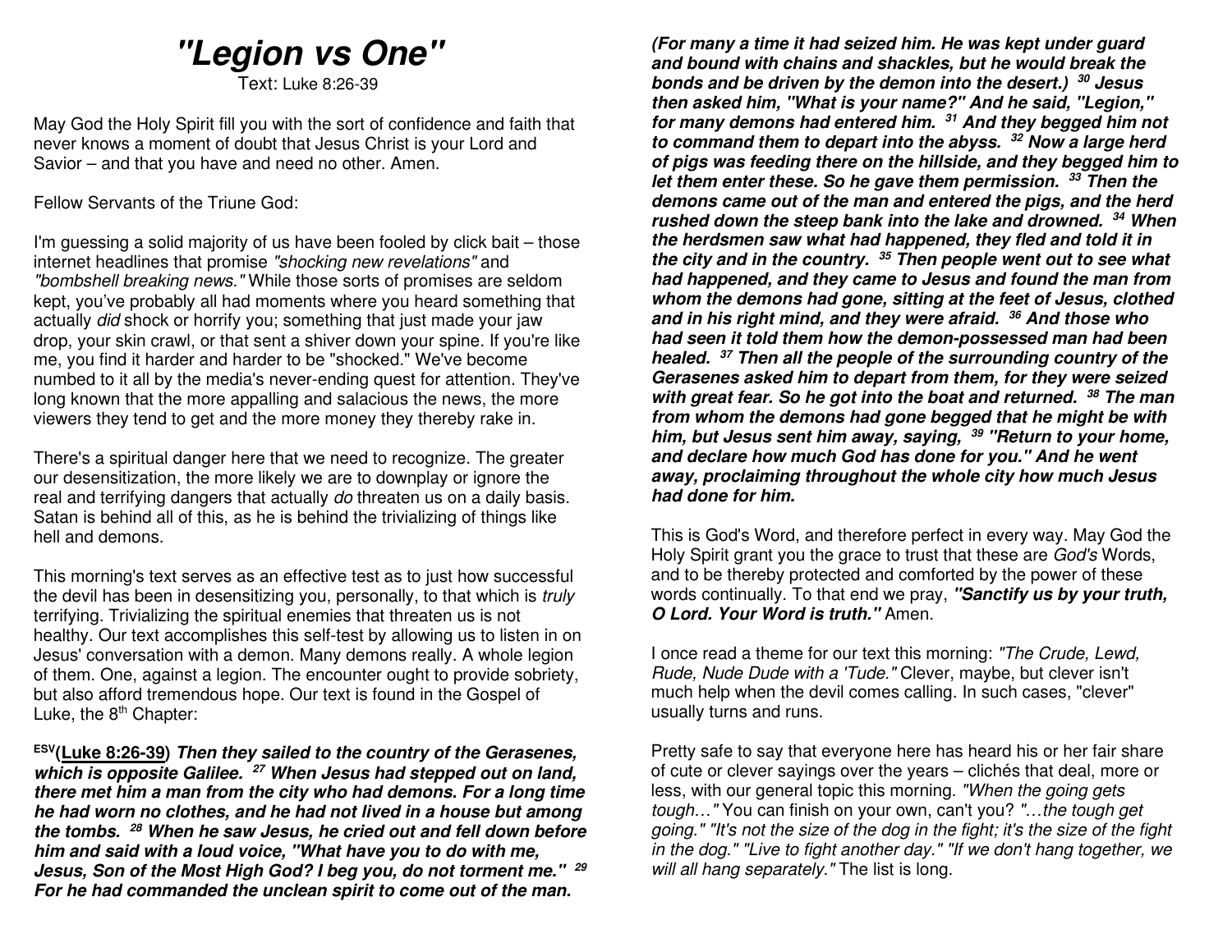# "Legion vs One"

Text: Luke 8:26-39

May God the Holy Spirit fill you with the sort of confidence and faith that never knows a moment of doubt that Jesus Christ is your Lord and Savior – and that you have and need no other. Amen.

Fellow Servants of the Triune God:

I'm guessing a solid majority of us have been fooled by click bait – those internet headlines that promise *"shocking new revelations"* and *"bombshell breaking news."* While those sorts of promises are seldom kept, you've probably all had moments where you heard something that actually *did* shock or horrify you; something that just made your jaw drop, your skin crawl, or that sent a shiver down your spine. If you're like me, you find it harder and harder to be "shocked." We've become numbed to it all by the media's never-ending quest for attention. They've long known that the more appalling and salacious the news, the more viewers they tend to get and the more money they thereby rake in.

There's a spiritual danger here that we need to recognize. The greater our desensitization, the more likely we are to downplay or ignore the real and terrifying dangers that actually *do* threaten us on a daily basis. Satan is behind all of this, as he is behind the trivializing of things like hell and demons.

This morning's text serves as an effective test as to just how successful the devil has been in desensitizing you, personally, to that which is *truly* terrifying. Trivializing the spiritual enemies that threaten us is not healthy. Our text accomplishes this self-test by allowing us to listen in on Jesus' conversation with a demon. Many demons really. A whole legion of them. One, against a legion. The encounter ought to provide sobriety, but also afford tremendous hope. Our text is found in the Gospel of Luke, the 8th Chapter:

**ESV(Luke 8:26-39)** ***Then they sailed to the country of the Gerasenes, which is opposite Galilee. 27 When Jesus had stepped out on land, there met him a man from the city who had demons. For a long time he had worn no clothes, and he had not lived in a house but among the tombs. 28 When he saw Jesus, he cried out and fell down before him and said with a loud voice, "What have you to do with me, Jesus, Son of the Most High God? I beg you, do not torment me." 29 For he had commanded the unclean spirit to come out of the man. (For many a time it had seized him. He was kept under guard and bound with chains and shackles, but he would break the bonds and be driven by the demon into the desert.) 30 Jesus then asked him, "What is your name?" And he said, "Legion," for many demons had entered him. 31 And they begged him not to command them to depart into the abyss. 32 Now a large herd of pigs was feeding there on the hillside, and they begged him to let them enter these. So he gave them permission. 33 Then the demons came out of the man and entered the pigs, and the herd rushed down the steep bank into the lake and drowned. 34 When the herdsmen saw what had happened, they fled and told it in the city and in the country. 35 Then people went out to see what had happened, and they came to Jesus and found the man from whom the demons had gone, sitting at the feet of Jesus, clothed and in his right mind, and they were afraid. 36 And those who had seen it told them how the demon-possessed man had been healed. 37 Then all the people of the surrounding country of the Gerasenes asked him to depart from them, for they were seized with great fear. So he got into the boat and returned. 38 The man from whom the demons had gone begged that he might be with him, but Jesus sent him away, saying, 39 "Return to your home, and declare how much God has done for you." And he went away, proclaiming throughout the whole city how much Jesus had done for him.***

This is God's Word, and therefore perfect in every way. May God the Holy Spirit grant you the grace to trust that these are *God's* Words, and to be thereby protected and comforted by the power of these words continually. To that end we pray, ***"Sanctify us by your truth, O Lord. Your Word is truth."*** Amen.

I once read a theme for our text this morning: *"The Crude, Lewd, Rude, Nude Dude with a 'Tude."* Clever, maybe, but clever isn't much help when the devil comes calling. In such cases, "clever" usually turns and runs.

Pretty safe to say that everyone here has heard his or her fair share of cute or clever sayings over the years – clichés that deal, more or less, with our general topic this morning. *"When the going gets tough…"* You can finish on your own, can't you? *"…the tough get going." "It's not the size of the dog in the fight; it's the size of the fight in the dog." "Live to fight another day." "If we don't hang together, we will all hang separately."* The list is long.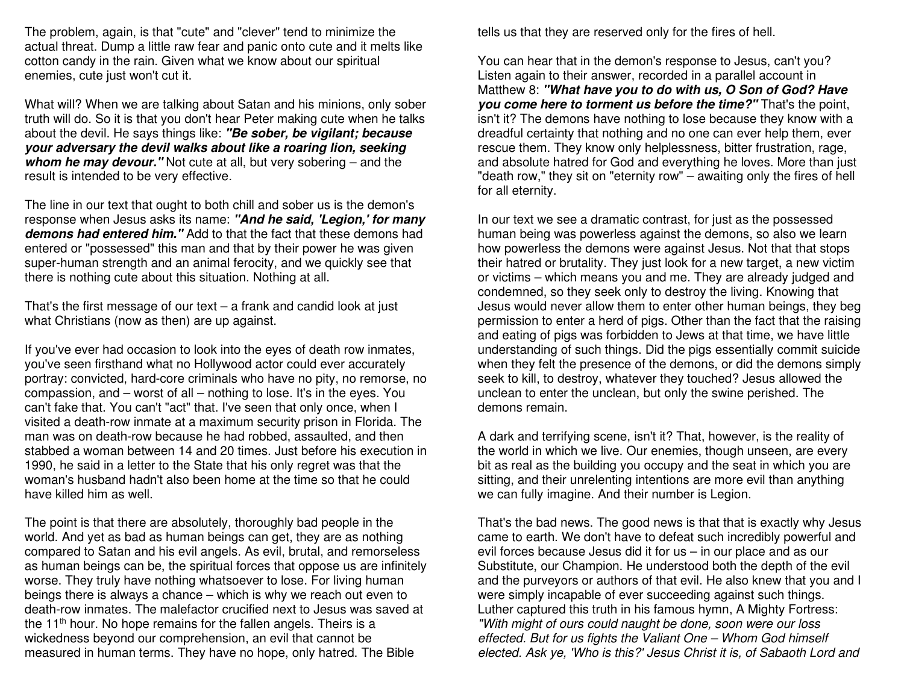The problem, again, is that "cute" and "clever" tend to minimize the actual threat. Dump a little raw fear and panic onto cute and it melts like cotton candy in the rain. Given what we know about our spiritual enemies, cute just won't cut it.

What will? When we are talking about Satan and his minions, only sober truth will do. So it is that you don't hear Peter making cute when he talks about the devil. He says things like: ***"Be sober, be vigilant; because your adversary the devil walks about like a roaring lion, seeking whom he may devour."*** Not cute at all, but very sobering – and the result is intended to be very effective.

The line in our text that ought to both chill and sober us is the demon's response when Jesus asks its name: ***"And he said, 'Legion,' for many demons had entered him."*** Add to that the fact that these demons had entered or "possessed" this man and that by their power he was given super-human strength and an animal ferocity, and we quickly see that there is nothing cute about this situation. Nothing at all.

That's the first message of our text – a frank and candid look at just what Christians (now as then) are up against.

If you've ever had occasion to look into the eyes of death row inmates, you've seen firsthand what no Hollywood actor could ever accurately portray: convicted, hard-core criminals who have no pity, no remorse, no compassion, and – worst of all – nothing to lose. It's in the eyes. You can't fake that. You can't "act" that. I've seen that only once, when I visited a death-row inmate at a maximum security prison in Florida. The man was on death-row because he had robbed, assaulted, and then stabbed a woman between 14 and 20 times. Just before his execution in 1990, he said in a letter to the State that his only regret was that the woman's husband hadn't also been home at the time so that he could have killed him as well.

The point is that there are absolutely, thoroughly bad people in the world. And yet as bad as human beings can get, they are as nothing compared to Satan and his evil angels. As evil, brutal, and remorseless as human beings can be, the spiritual forces that oppose us are infinitely worse. They truly have nothing whatsoever to lose. For living human beings there is always a chance – which is why we reach out even to death-row inmates. The malefactor crucified next to Jesus was saved at the 11th hour. No hope remains for the fallen angels. Theirs is a wickedness beyond our comprehension, an evil that cannot be measured in human terms. They have no hope, only hatred. The Bible tells us that they are reserved only for the fires of hell.

You can hear that in the demon's response to Jesus, can't you? Listen again to their answer, recorded in a parallel account in Matthew 8: ***"What have you to do with us, O Son of God? Have you come here to torment us before the time?"*** That's the point, isn't it? The demons have nothing to lose because they know with a dreadful certainty that nothing and no one can ever help them, ever rescue them. They know only helplessness, bitter frustration, rage, and absolute hatred for God and everything he loves. More than just "death row," they sit on "eternity row" – awaiting only the fires of hell for all eternity.

In our text we see a dramatic contrast, for just as the possessed human being was powerless against the demons, so also we learn how powerless the demons were against Jesus. Not that that stops their hatred or brutality. They just look for a new target, a new victim or victims – which means you and me. They are already judged and condemned, so they seek only to destroy the living. Knowing that Jesus would never allow them to enter other human beings, they beg permission to enter a herd of pigs. Other than the fact that the raising and eating of pigs was forbidden to Jews at that time, we have little understanding of such things. Did the pigs essentially commit suicide when they felt the presence of the demons, or did the demons simply seek to kill, to destroy, whatever they touched? Jesus allowed the unclean to enter the unclean, but only the swine perished. The demons remain.

A dark and terrifying scene, isn't it? That, however, is the reality of the world in which we live. Our enemies, though unseen, are every bit as real as the building you occupy and the seat in which you are sitting, and their unrelenting intentions are more evil than anything we can fully imagine. And their number is Legion.

That's the bad news. The good news is that that is exactly why Jesus came to earth. We don't have to defeat such incredibly powerful and evil forces because Jesus did it for us – in our place and as our Substitute, our Champion. He understood both the depth of the evil and the purveyors or authors of that evil. He also knew that you and I were simply incapable of ever succeeding against such things. Luther captured this truth in his famous hymn, A Mighty Fortress: *"With might of ours could naught be done, soon were our loss effected. But for us fights the Valiant One – Whom God himself elected. Ask ye, 'Who is this?' Jesus Christ it is, of Sabaoth Lord and*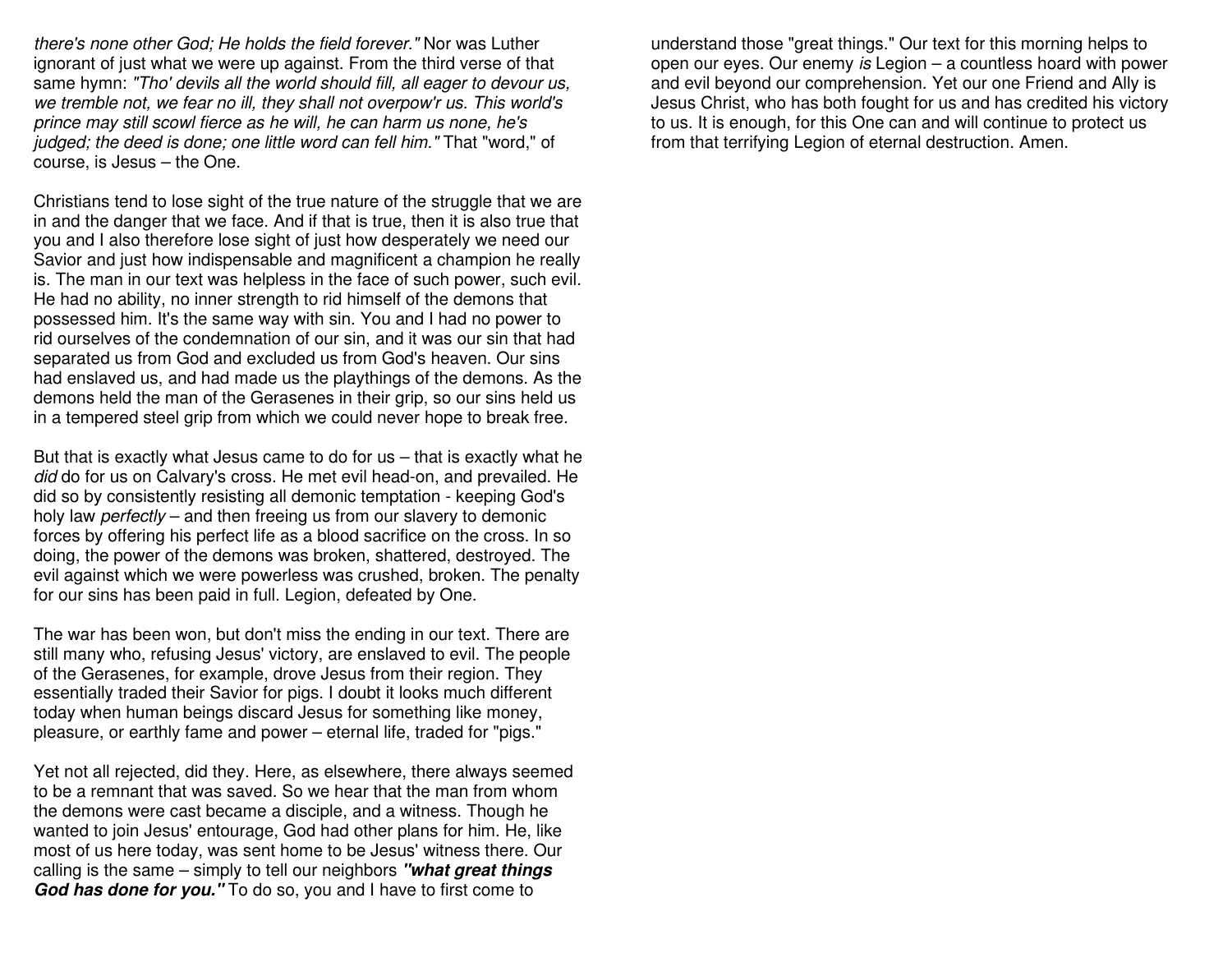*there's none other God; He holds the field forever."* Nor was Luther ignorant of just what we were up against. From the third verse of that same hymn: *"Tho' devils all the world should fill, all eager to devour us, we tremble not, we fear no ill, they shall not overpow'r us. This world's prince may still scowl fierce as he will, he can harm us none, he's judged; the deed is done; one little word can fell him."* That "word," of course, is Jesus – the One.

Christians tend to lose sight of the true nature of the struggle that we are in and the danger that we face. And if that is true, then it is also true that you and I also therefore lose sight of just how desperately we need our Savior and just how indispensable and magnificent a champion he really is. The man in our text was helpless in the face of such power, such evil. He had no ability, no inner strength to rid himself of the demons that possessed him. It's the same way with sin. You and I had no power to rid ourselves of the condemnation of our sin, and it was our sin that had separated us from God and excluded us from God's heaven. Our sins had enslaved us, and had made us the playthings of the demons. As the demons held the man of the Gerasenes in their grip, so our sins held us in a tempered steel grip from which we could never hope to break free.

But that is exactly what Jesus came to do for us – that is exactly what he *did* do for us on Calvary's cross. He met evil head-on, and prevailed. He did so by consistently resisting all demonic temptation - keeping God's holy law *perfectly* – and then freeing us from our slavery to demonic forces by offering his perfect life as a blood sacrifice on the cross. In so doing, the power of the demons was broken, shattered, destroyed. The evil against which we were powerless was crushed, broken. The penalty for our sins has been paid in full. Legion, defeated by One.

The war has been won, but don't miss the ending in our text. There are still many who, refusing Jesus' victory, are enslaved to evil. The people of the Gerasenes, for example, drove Jesus from their region. They essentially traded their Savior for pigs. I doubt it looks much different today when human beings discard Jesus for something like money, pleasure, or earthly fame and power – eternal life, traded for "pigs."

Yet not all rejected, did they. Here, as elsewhere, there always seemed to be a remnant that was saved. So we hear that the man from whom the demons were cast became a disciple, and a witness. Though he wanted to join Jesus' entourage, God had other plans for him. He, like most of us here today, was sent home to be Jesus' witness there. Our calling is the same – simply to tell our neighbors ***"what great things God has done for you."*** To do so, you and I have to first come to understand those "great things." Our text for this morning helps to open our eyes. Our enemy *is* Legion – a countless hoard with power and evil beyond our comprehension. Yet our one Friend and Ally is Jesus Christ, who has both fought for us and has credited his victory to us. It is enough, for this One can and will continue to protect us from that terrifying Legion of eternal destruction. Amen.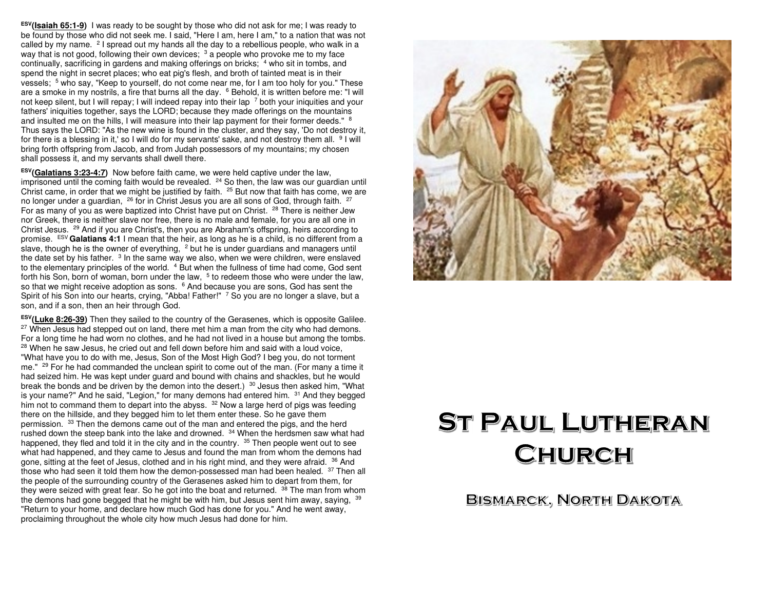**ESV(Isaiah 65:1-9)** I was ready to be sought by those who did not ask for me; I was ready to be found by those who did not seek me. I said, "Here I am, here I am," to a nation that was not called by my name. [2] I spread out my hands all the day to a rebellious people, who walk in a way that is not good, following their own devices; [3] a people who provoke me to my face continually, sacrificing in gardens and making offerings on bricks; [4] who sit in tombs, and spend the night in secret places; who eat pig's flesh, and broth of tainted meat is in their vessels; [5] who say, "Keep to yourself, do not come near me, for I am too holy for you." These are a smoke in my nostrils, a fire that burns all the day. [6] Behold, it is written before me: "I will not keep silent, but I will repay; I will indeed repay into their lap [7] both your iniquities and your fathers' iniquities together, says the LORD; because they made offerings on the mountains and insulted me on the hills, I will measure into their lap payment for their former deeds." [8] Thus says the LORD: "As the new wine is found in the cluster, and they say, 'Do not destroy it, for there is a blessing in it,' so I will do for my servants' sake, and not destroy them all. [9] I will bring forth offspring from Jacob, and from Judah possessors of my mountains; my chosen shall possess it, and my servants shall dwell there.

**ESV(Galatians 3:23-4:7)** Now before faith came, we were held captive under the law, imprisoned until the coming faith would be revealed. [24] So then, the law was our guardian until Christ came, in order that we might be justified by faith. [25] But now that faith has come, we are no longer under a guardian, [26] for in Christ Jesus you are all sons of God, through faith. [27] For as many of you as were baptized into Christ have put on Christ. [28] There is neither Jew nor Greek, there is neither slave nor free, there is no male and female, for you are all one in Christ Jesus. [29] And if you are Christ's, then you are Abraham's offspring, heirs according to promise. ESV **Galatians 4:1** I mean that the heir, as long as he is a child, is no different from a slave, though he is the owner of everything, [2] but he is under guardians and managers until the date set by his father. [3] In the same way we also, when we were children, were enslaved to the elementary principles of the world. [4] But when the fullness of time had come, God sent forth his Son, born of woman, born under the law, [5] to redeem those who were under the law, so that we might receive adoption as sons. [6] And because you are sons, God has sent the Spirit of his Son into our hearts, crying, "Abba! Father!" [7] So you are no longer a slave, but a son, and if a son, then an heir through God.

**ESV(Luke 8:26-39)** Then they sailed to the country of the Gerasenes, which is opposite Galilee. [27] When Jesus had stepped out on land, there met him a man from the city who had demons. For a long time he had worn no clothes, and he had not lived in a house but among the tombs. [28] When he saw Jesus, he cried out and fell down before him and said with a loud voice, "What have you to do with me, Jesus, Son of the Most High God? I beg you, do not torment me." [29] For he had commanded the unclean spirit to come out of the man. (For many a time it had seized him. He was kept under guard and bound with chains and shackles, but he would break the bonds and be driven by the demon into the desert.) [30] Jesus then asked him, "What is your name?" And he said, "Legion," for many demons had entered him. [31] And they begged him not to command them to depart into the abyss. [32] Now a large herd of pigs was feeding there on the hillside, and they begged him to let them enter these. So he gave them permission. [33] Then the demons came out of the man and entered the pigs, and the herd rushed down the steep bank into the lake and drowned. [34] When the herdsmen saw what had happened, they fled and told it in the city and in the country. [35] Then people went out to see what had happened, and they came to Jesus and found the man from whom the demons had gone, sitting at the feet of Jesus, clothed and in his right mind, and they were afraid. [36] And those who had seen it told them how the demon-possessed man had been healed. [37] Then all the people of the surrounding country of the Gerasenes asked him to depart from them, for they were seized with great fear. So he got into the boat and returned. [38] The man from whom the demons had gone begged that he might be with him, but Jesus sent him away, saying, [39] "Return to your home, and declare how much God has done for you." And he went away, proclaiming throughout the whole city how much Jesus had done for him.

# St Paul Lutheran Church

## Bismarck, North Dakota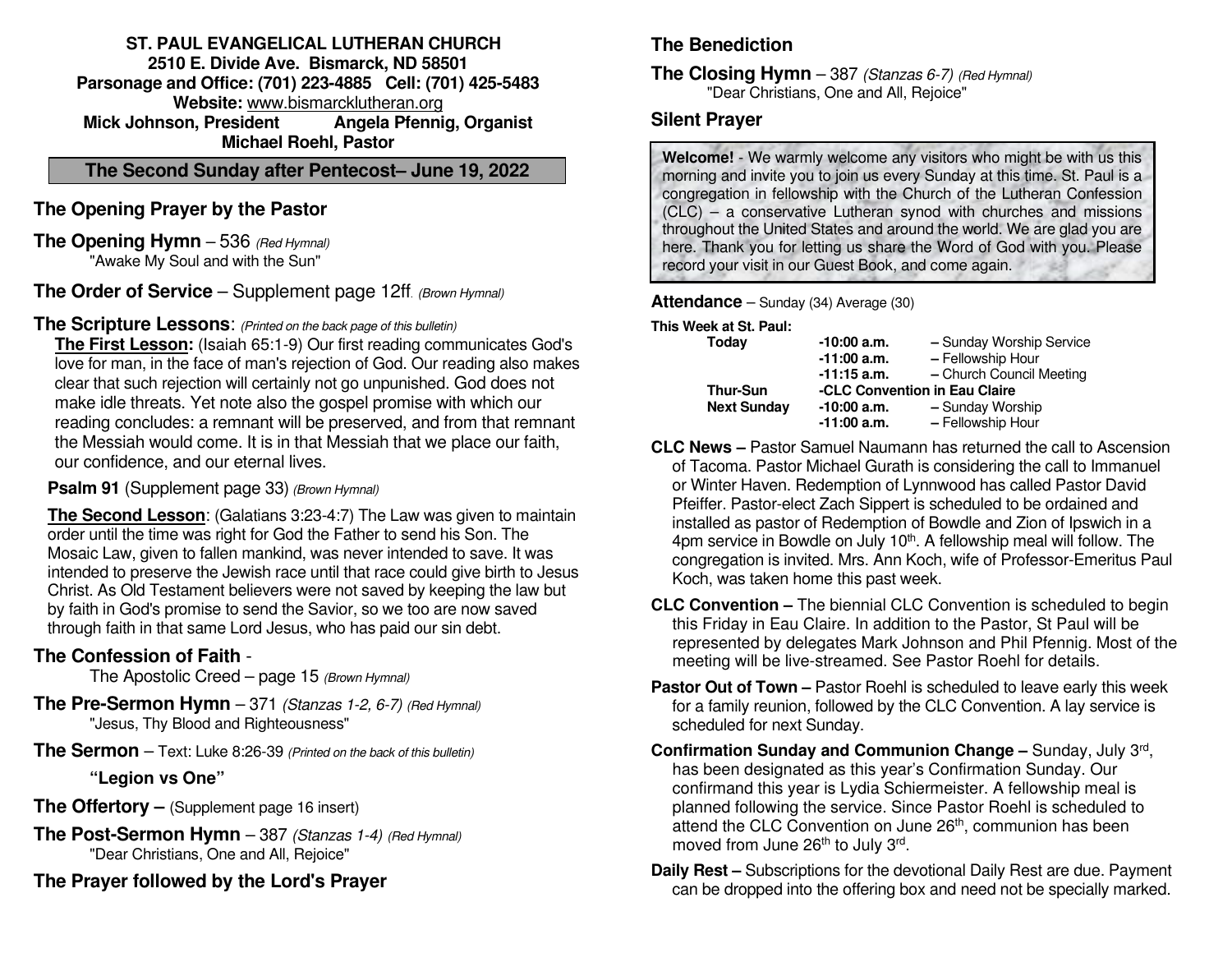**ST. PAUL EVANGELICAL LUTHERAN CHURCH**
**2510 E. Divide Ave. Bismarck, ND 58501**
**Parsonage and Office: (701) 223-4885 Cell: (701) 425-5483**
**Website:** www.bismarcklutheran.org
**Mick Johnson, President Angela Pfennig, Organist**
**Michael Roehl, Pastor**

## The Second Sunday after Pentecost– June 19, 2022

### The Opening Prayer by the Pastor

### The Opening Hymn – 536 *(Red Hymnal)*

"Awake My Soul and with the Sun"

### The Order of Service – Supplement page 12ff. *(Brown Hymnal)*

### The Scripture Lessons: *(Printed on the back page of this bulletin)*

**The First Lesson:** (Isaiah 65:1-9) Our first reading communicates God's love for man, in the face of man's rejection of God. Our reading also makes clear that such rejection will certainly not go unpunished. God does not make idle threats. Yet note also the gospel promise with which our reading concludes: a remnant will be preserved, and from that remnant the Messiah would come. It is in that Messiah that we place our faith, our confidence, and our eternal lives.

**Psalm 91** (Supplement page 33) *(Brown Hymnal)*

**The Second Lesson**: (Galatians 3:23-4:7) The Law was given to maintain order until the time was right for God the Father to send his Son. The Mosaic Law, given to fallen mankind, was never intended to save. It was intended to preserve the Jewish race until that race could give birth to Jesus Christ. As Old Testament believers were not saved by keeping the law but by faith in God's promise to send the Savior, so we too are now saved through faith in that same Lord Jesus, who has paid our sin debt.

### The Confession of Faith -

The Apostolic Creed – page 15 *(Brown Hymnal)*

### The Pre-Sermon Hymn – 371 *(Stanzas 1-2, 6-7) (Red Hymnal)*

"Jesus, Thy Blood and Righteousness"

### The Sermon – Text: Luke 8:26-39 *(Printed on the back of this bulletin)*

**"Legion vs One"**

### The Offertory – (Supplement page 16 insert)

### The Post-Sermon Hymn – 387 *(Stanzas 1-4) (Red Hymnal)*

"Dear Christians, One and All, Rejoice"

### The Prayer followed by the Lord's Prayer

### The Benediction

### The Closing Hymn – 387 *(Stanzas 6-7) (Red Hymnal)*

"Dear Christians, One and All, Rejoice"

### Silent Prayer

**Welcome!** - We warmly welcome any visitors who might be with us this morning and invite you to join us every Sunday at this time. St. Paul is a congregation in fellowship with the Church of the Lutheran Confession (CLC) – a conservative Lutheran synod with churches and missions throughout the United States and around the world. We are glad you are here. Thank you for letting us share the Word of God with you. Please record your visit in our Guest Book, and come again.

**Attendance** – Sunday (34) Average (30)

**This Week at St. Paul:**

| | | |
|---|---|---|
| **Today** | **-10:00 a.m.** | **–** Sunday Worship Service |
| | **-11:00 a.m.** | **–** Fellowship Hour |
| | **-11:15 a.m.** | **–** Church Council Meeting |
| **Thur-Sun** | **-CLC Convention in Eau Claire** | |
| **Next Sunday** | **-10:00 a.m.** | **–** Sunday Worship |
| | **-11:00 a.m.** | **–** Fellowship Hour |

**CLC News –** Pastor Samuel Naumann has returned the call to Ascension of Tacoma. Pastor Michael Gurath is considering the call to Immanuel or Winter Haven. Redemption of Lynnwood has called Pastor David Pfeiffer. Pastor-elect Zach Sippert is scheduled to be ordained and installed as pastor of Redemption of Bowdle and Zion of Ipswich in a 4pm service in Bowdle on July 10th. A fellowship meal will follow. The congregation is invited. Mrs. Ann Koch, wife of Professor-Emeritus Paul Koch, was taken home this past week.

**CLC Convention –** The biennial CLC Convention is scheduled to begin this Friday in Eau Claire. In addition to the Pastor, St Paul will be represented by delegates Mark Johnson and Phil Pfennig. Most of the meeting will be live-streamed. See Pastor Roehl for details.

**Pastor Out of Town –** Pastor Roehl is scheduled to leave early this week for a family reunion, followed by the CLC Convention. A lay service is scheduled for next Sunday.

**Confirmation Sunday and Communion Change –** Sunday, July 3rd, has been designated as this year's Confirmation Sunday. Our confirmand this year is Lydia Schiermeister. A fellowship meal is planned following the service. Since Pastor Roehl is scheduled to attend the CLC Convention on June 26th, communion has been moved from June 26th to July 3rd.

**Daily Rest –** Subscriptions for the devotional Daily Rest are due. Payment can be dropped into the offering box and need not be specially marked.